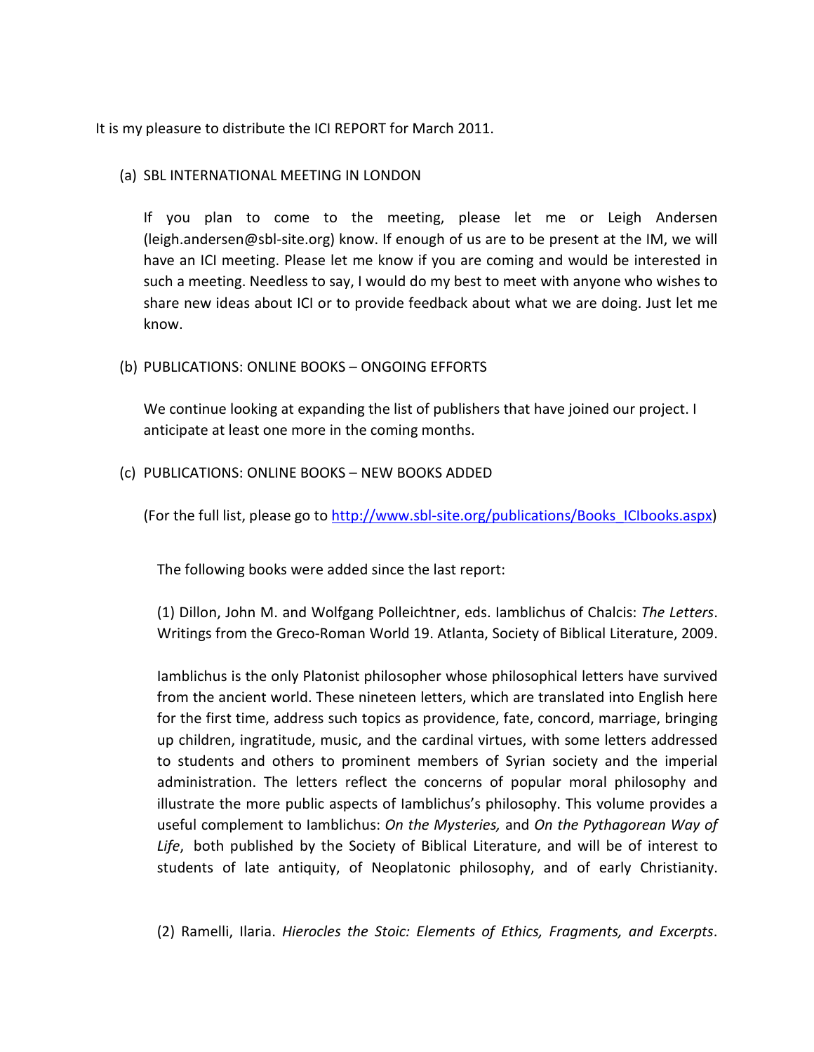It is my pleasure to distribute the ICI REPORT for March 2011.

(a) SBL INTERNATIONAL MEETING IN LONDON

If you plan to come to the meeting, please let me or Leigh Andersen (leigh.andersen@sbl-site.org) know. If enough of us are to be present at the IM, we will have an ICI meeting. Please let me know if you are coming and would be interested in such a meeting. Needless to say, I would do my best to meet with anyone who wishes to share new ideas about ICI or to provide feedback about what we are doing. Just let me know.

(b) PUBLICATIONS: ONLINE BOOKS – ONGOING EFFORTS

We continue looking at expanding the list of publishers that have joined our project. I anticipate at least one more in the coming months.

(c) PUBLICATIONS: ONLINE BOOKS – NEW BOOKS ADDED

(For the full list, please go to [http://www.sbl-site.org/publications/Books_ICIbooks.aspx](http://www.sbl-site.org/publications/Books_ICIbooks.aspx))

The following books were added since the last report:

(1) Dillon, John M. and Wolfgang Polleichtner, eds. Iamblichus of Chalcis: *The Letters*. Writings from the Greco-Roman World 19. Atlanta, Society of Biblical Literature, 2009.

Iamblichus is the only Platonist philosopher whose philosophical letters have survived from the ancient world. These nineteen letters, which are translated into English here for the first time, address such topics as providence, fate, concord, marriage, bringing up children, ingratitude, music, and the cardinal virtues, with some letters addressed to students and others to prominent members of Syrian society and the imperial administration. The letters reflect the concerns of popular moral philosophy and illustrate the more public aspects of Iamblichus's philosophy. This volume provides a useful complement to Iamblichus: *On the Mysteries,* and *On the Pythagorean Way of Life*, both published by the Society of Biblical Literature, and will be of interest to students of late antiquity, of Neoplatonic philosophy, and of early Christianity.

(2) Ramelli, Ilaria. *Hierocles the Stoic: Elements of Ethics, Fragments, and Excerpts*.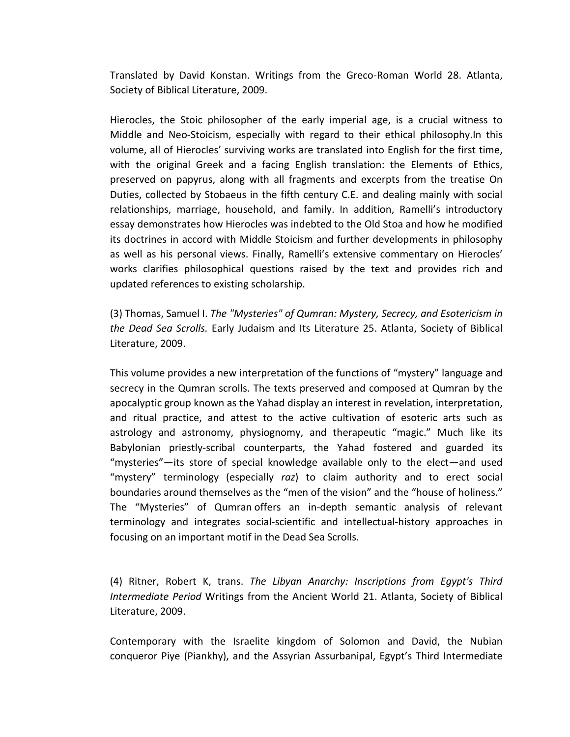Translated by David Konstan. Writings from the Greco-Roman World 28. Atlanta, Society of Biblical Literature, 2009.

Hierocles, the Stoic philosopher of the early imperial age, is a crucial witness to Middle and Neo-Stoicism, especially with regard to their ethical philosophy.In this volume, all of Hierocles' surviving works are translated into English for the first time, with the original Greek and a facing English translation: the Elements of Ethics, preserved on papyrus, along with all fragments and excerpts from the treatise On Duties, collected by Stobaeus in the fifth century C.E. and dealing mainly with social relationships, marriage, household, and family. In addition, Ramelli's introductory essay demonstrates how Hierocles was indebted to the Old Stoa and how he modified its doctrines in accord with Middle Stoicism and further developments in philosophy as well as his personal views. Finally, Ramelli's extensive commentary on Hierocles' works clarifies philosophical questions raised by the text and provides rich and updated references to existing scholarship.

(3) Thomas, Samuel I. *The "Mysteries" of Qumran: Mystery, Secrecy, and Esotericism in the Dead Sea Scrolls.* Early Judaism and Its Literature 25. Atlanta, Society of Biblical Literature, 2009.

This volume provides a new interpretation of the functions of "mystery" language and secrecy in the Qumran scrolls. The texts preserved and composed at Qumran by the apocalyptic group known as the Yahad display an interest in revelation, interpretation, and ritual practice, and attest to the active cultivation of esoteric arts such as astrology and astronomy, physiognomy, and therapeutic "magic." Much like its Babylonian priestly-scribal counterparts, the Yahad fostered and guarded its "mysteries"—its store of special knowledge available only to the elect—and used "mystery" terminology (especially *raz*) to claim authority and to erect social boundaries around themselves as the "men of the vision" and the "house of holiness." The "Mysteries" of Qumran offers an in-depth semantic analysis of relevant terminology and integrates social-scientific and intellectual-history approaches in focusing on an important motif in the Dead Sea Scrolls.

(4) Ritner, Robert K, trans. *The Libyan Anarchy: Inscriptions from Egypt's Third Intermediate Period* Writings from the Ancient World 21. Atlanta, Society of Biblical Literature, 2009.

Contemporary with the Israelite kingdom of Solomon and David, the Nubian conqueror Piye (Piankhy), and the Assyrian Assurbanipal, Egypt's Third Intermediate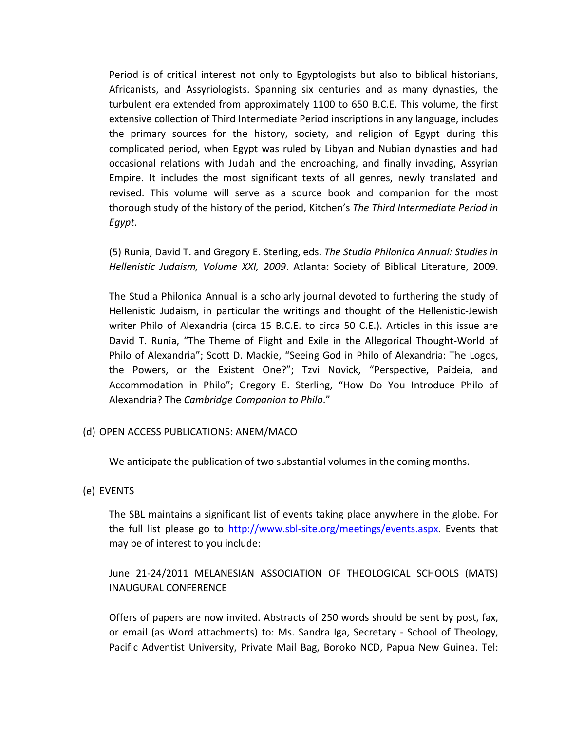Period is of critical interest not only to Egyptologists but also to biblical historians, Africanists, and Assyriologists. Spanning six centuries and as many dynasties, the turbulent era extended from approximately 1100 to 650 B.C.E. This volume, the first extensive collection of Third Intermediate Period inscriptions in any language, includes the primary sources for the history, society, and religion of Egypt during this complicated period, when Egypt was ruled by Libyan and Nubian dynasties and had occasional relations with Judah and the encroaching, and finally invading, Assyrian Empire. It includes the most significant texts of all genres, newly translated and revised. This volume will serve as a source book and companion for the most thorough study of the history of the period, Kitchen's *The Third Intermediate Period in Egypt*.

(5) Runia, David T. and Gregory E. Sterling, eds. *The Studia Philonica Annual: Studies in Hellenistic Judaism, Volume XXI, 2009*. Atlanta: Society of Biblical Literature, 2009.

The Studia Philonica Annual is a scholarly journal devoted to furthering the study of Hellenistic Judaism, in particular the writings and thought of the Hellenistic-Jewish writer Philo of Alexandria (circa 15 B.C.E. to circa 50 C.E.). Articles in this issue are David T. Runia, "The Theme of Flight and Exile in the Allegorical Thought-World of Philo of Alexandria"; Scott D. Mackie, "Seeing God in Philo of Alexandria: The Logos, the Powers, or the Existent One?"; Tzvi Novick, "Perspective, Paideia, and Accommodation in Philo"; Gregory E. Sterling, "How Do You Introduce Philo of Alexandria? The *Cambridge Companion to Philo*."

(d) OPEN ACCESS PUBLICATIONS: ANEM/MACO

We anticipate the publication of two substantial volumes in the coming months.

(e) EVENTS

The SBL maintains a significant list of events taking place anywhere in the globe. For the full list please go to http://www.sbl-site.org/meetings/events.aspx. Events that may be of interest to you include:

June 21-24/2011 MELANESIAN ASSOCIATION OF THEOLOGICAL SCHOOLS (MATS) INAUGURAL CONFERENCE

Offers of papers are now invited. Abstracts of 250 words should be sent by post, fax, or email (as Word attachments) to: Ms. Sandra Iga, Secretary - School of Theology, Pacific Adventist University, Private Mail Bag, Boroko NCD, Papua New Guinea. Tel: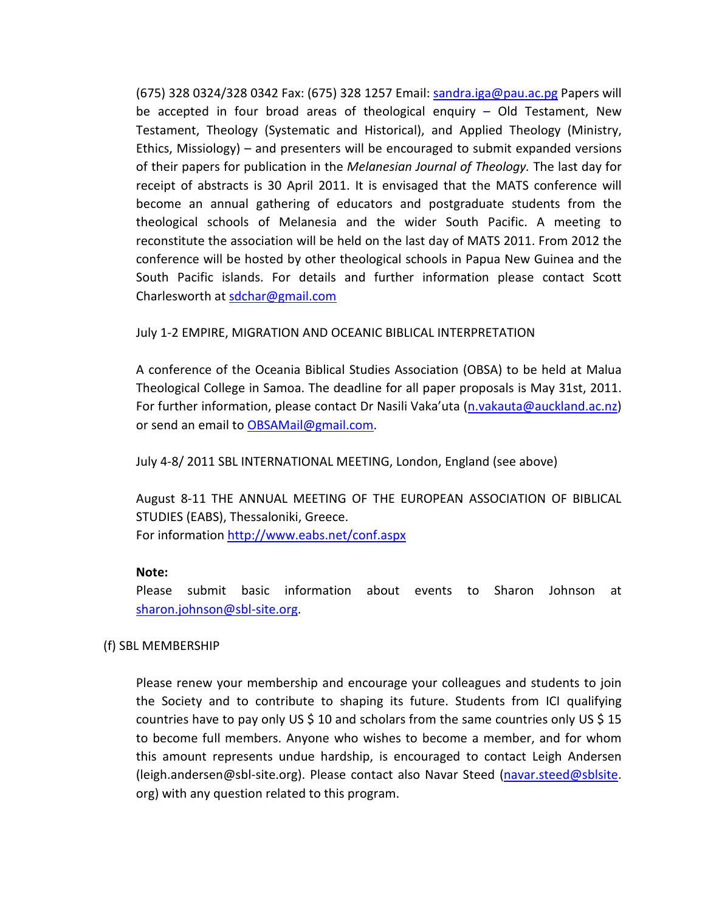(675) 328 0324/328 0342 Fax: (675) 328 1257 Email: sandra.iga@pau.ac.pg Papers will be accepted in four broad areas of theological enquiry – Old Testament, New Testament, Theology (Systematic and Historical), and Applied Theology (Ministry, Ethics, Missiology) – and presenters will be encouraged to submit expanded versions of their papers for publication in the *Melanesian Journal of Theology.* The last day for receipt of abstracts is 30 April 2011. It is envisaged that the MATS conference will become an annual gathering of educators and postgraduate students from the theological schools of Melanesia and the wider South Pacific. A meeting to reconstitute the association will be held on the last day of MATS 2011. From 2012 the conference will be hosted by other theological schools in Papua New Guinea and the South Pacific islands. For details and further information please contact Scott Charlesworth at sdchar@gmail.com

July 1-2 EMPIRE, MIGRATION AND OCEANIC BIBLICAL INTERPRETATION

A conference of the Oceania Biblical Studies Association (OBSA) to be held at Malua Theological College in Samoa. The deadline for all paper proposals is May 31st, 2011. For further information, please contact Dr Nasili Vaka'uta (n.vakauta@auckland.ac.nz) or send an email to OBSAMail@gmail.com.

July 4-8/ 2011 SBL INTERNATIONAL MEETING, London, England (see above)

August 8-11 THE ANNUAL MEETING OF THE EUROPEAN ASSOCIATION OF BIBLICAL STUDIES (EABS), Thessaloniki, Greece.
For information http://www.eabs.net/conf.aspx

**Note:**
Please submit basic information about events to Sharon Johnson at sharon.johnson@sbl-site.org.

(f) SBL MEMBERSHIP

Please renew your membership and encourage your colleagues and students to join the Society and to contribute to shaping its future. Students from ICI qualifying countries have to pay only US $ 10 and scholars from the same countries only US $ 15 to become full members. Anyone who wishes to become a member, and for whom this amount represents undue hardship, is encouraged to contact Leigh Andersen (leigh.andersen@sbl-site.org). Please contact also Navar Steed (navar.steed@sblsite.org) with any question related to this program.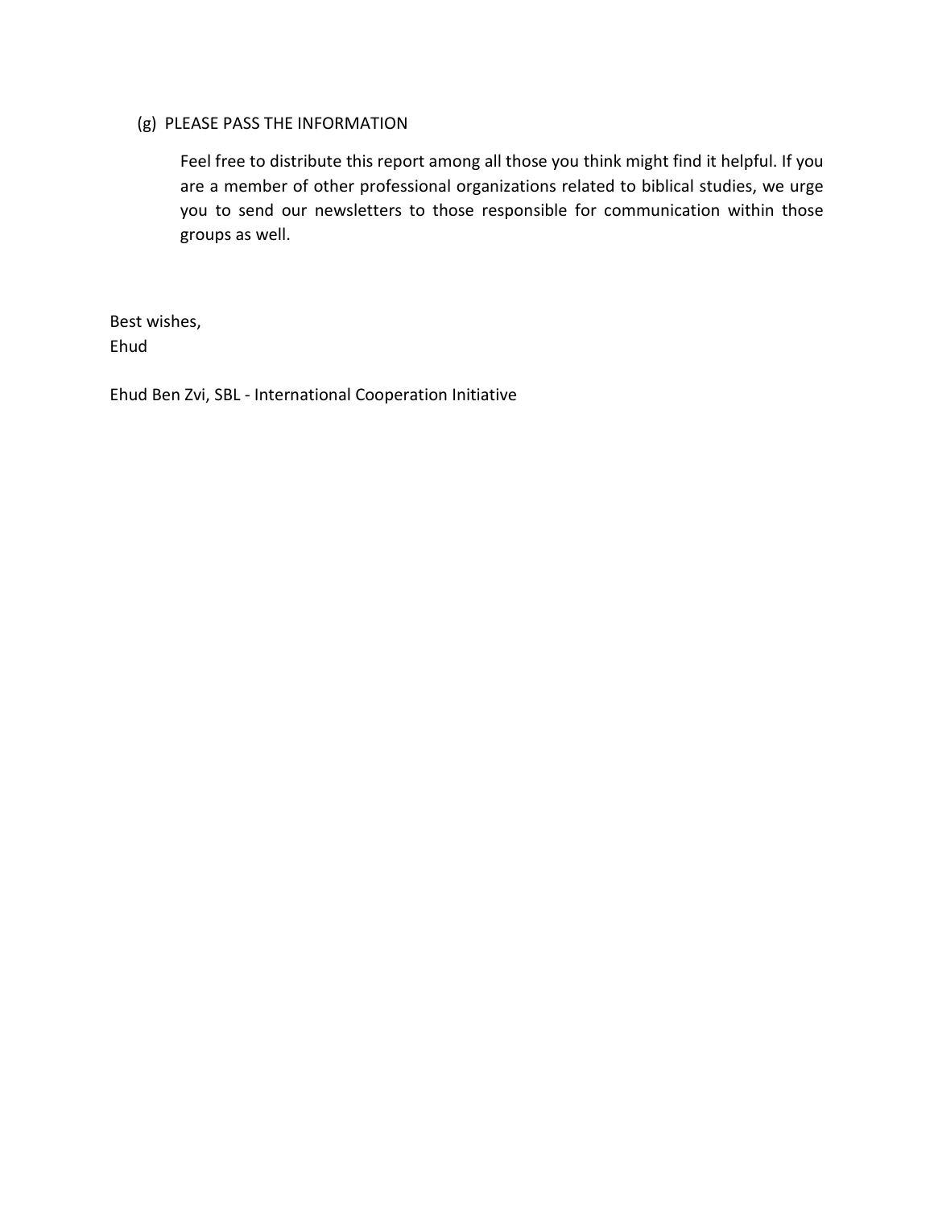(g) PLEASE PASS THE INFORMATION

Feel free to distribute this report among all those you think might find it helpful. If you are a member of other professional organizations related to biblical studies, we urge you to send our newsletters to those responsible for communication within those groups as well.

Best wishes,
Ehud

Ehud Ben Zvi, SBL - International Cooperation Initiative